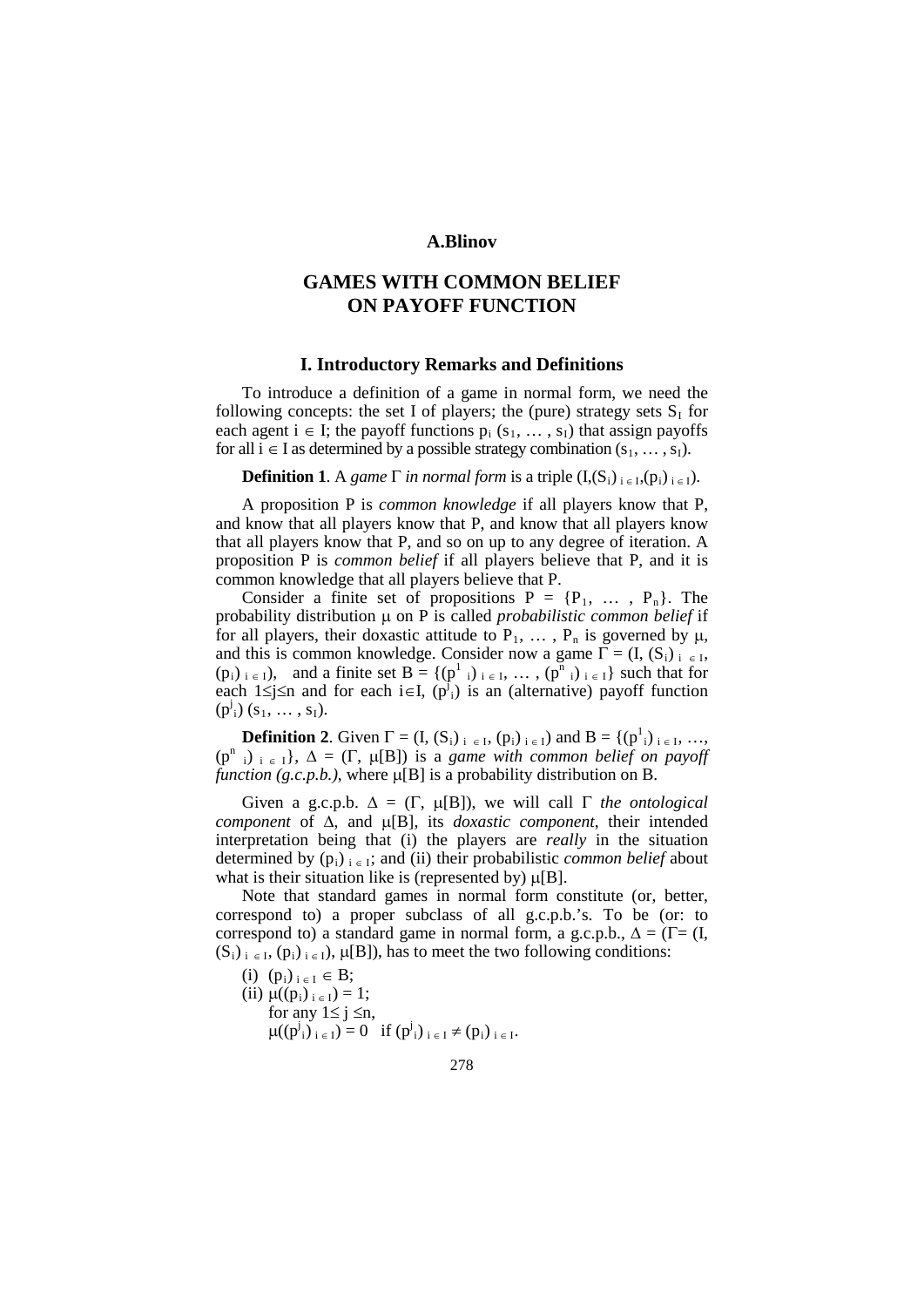**A.Blinov**

# GAMES WITH COMMON BELIEF ON PAYOFF FUNCTION

## I. Introductory Remarks and Definitions

To introduce a definition of a game in normal form, we need the following concepts: the set I of players; the (pure) strategy sets $S_I$ for each agent $i \in I$; the payoff functions $p_i(s_1, \dots, s_I)$ that assign payoffs for all $i \in I$ as determined by a possible strategy combination $(s_1, \dots, s_I)$.

**Definition 1**. A *game* $\Gamma$ *in normal form* is a triple $(I,(S_i)_{i \in I},(p_i)_{i \in I})$.

A proposition P is *common knowledge* if all players know that P, and know that all players know that P, and know that all players know that all players know that P, and so on up to any degree of iteration. A proposition P is *common belief* if all players believe that P, and it is common knowledge that all players believe that P.

Consider a finite set of propositions $P = \{P_1, \dots, P_n\}$. The probability distribution $\mu$ on P is called *probabilistic common belief* if for all players, their doxastic attitude to $P_1, \dots, P_n$ is governed by $\mu$, and this is common knowledge. Consider now a game $\Gamma = (I, (S_i)_{i \in I}, (p_i)_{i \in I})$, and a finite set $B = \{(p^1{}_i)_{i \in I}, \dots, (p^n{}_i)_{i \in I}\}$ such that for each $1 \leq j \leq n$ and for each $i \in I$, $(p^j{}_i)$ is an (alternative) payoff function $(p^j{}_i)(s_1, \dots, s_I)$.

**Definition 2**. Given $\Gamma = (I, (S_i)_{i \in I}, (p_i)_{i \in I})$ and $B = \{(p^1{}_i)_{i \in I}, \dots, (p^n{}_i)_{i \in I}\}$, $\Delta = (\Gamma, \mu[B])$ is a *game with common belief on payoff function (g.c.p.b.)*, where $\mu[B]$ is a probability distribution on B.

Given a g.c.p.b. $\Delta = (\Gamma, \mu[B])$, we will call $\Gamma$ *the ontological component* of $\Delta$, and $\mu[B]$, its *doxastic component*, their intended interpretation being that (i) the players are *really* in the situation determined by $(p_i)_{i \in I}$; and (ii) their probabilistic *common belief* about what is their situation like is (represented by) $\mu[B]$.

Note that standard games in normal form constitute (or, better, correspond to) a proper subclass of all g.c.p.b.'s. To be (or: to correspond to) a standard game in normal form, a g.c.p.b., $\Delta = (\Gamma = (I, (S_i)_{i \in I}, (p_i)_{i \in I}), \mu[B])$, has to meet the two following conditions:

(i) $(p_i)_{i \in I} \in B$;
(ii) $\mu((p_i)_{i \in I}) = 1$;
for any $1 \leq j \leq n$,
$\mu((p^j{}_i)_{i \in I}) = 0$ if $(p^j{}_i)_{i \in I} \neq (p_i)_{i \in I}$.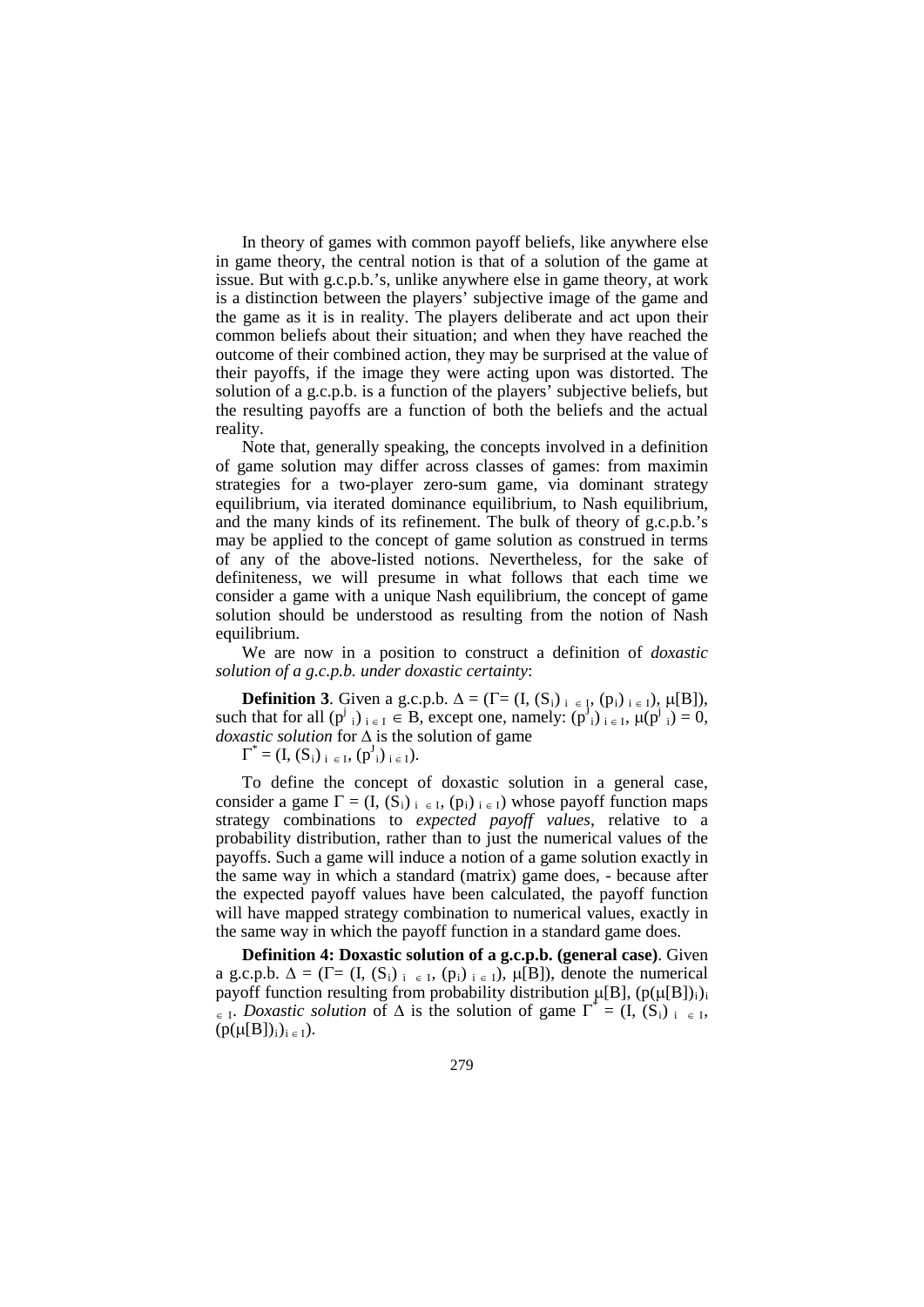In theory of games with common payoff beliefs, like anywhere else in game theory, the central notion is that of a solution of the game at issue. But with g.c.p.b.'s, unlike anywhere else in game theory, at work is a distinction between the players' subjective image of the game and the game as it is in reality. The players deliberate and act upon their common beliefs about their situation; and when they have reached the outcome of their combined action, they may be surprised at the value of their payoffs, if the image they were acting upon was distorted. The solution of a g.c.p.b. is a function of the players' subjective beliefs, but the resulting payoffs are a function of both the beliefs and the actual reality.

Note that, generally speaking, the concepts involved in a definition of game solution may differ across classes of games: from maximin strategies for a two-player zero-sum game, via dominant strategy equilibrium, via iterated dominance equilibrium, to Nash equilibrium, and the many kinds of its refinement. The bulk of theory of g.c.p.b.'s may be applied to the concept of game solution as construed in terms of any of the above-listed notions. Nevertheless, for the sake of definiteness, we will presume in what follows that each time we consider a game with a unique Nash equilibrium, the concept of game solution should be understood as resulting from the notion of Nash equilibrium.

We are now in a position to construct a definition of *doxastic solution of a g.c.p.b. under doxastic certainty*:

**Definition 3**. Given a g.c.p.b. $\Delta = (\Gamma = (I, (S_i)_{i \in I}, (p_i)_{i \in I}), \mu[B])$, such that for all $(p^j{}_i)_{i \in I} \in B$, except one, namely: $(p^J{}_i)_{i \in I}$, $\mu(p^j{}_i) = 0$, *doxastic solution* for $\Delta$ is the solution of game $\Gamma^* = (I, (S_i)_{i \in I}, (p^J{}_i)_{i \in I})$.

To define the concept of doxastic solution in a general case, consider a game $\Gamma = (I, (S_i)_{i \in I}, (p_i)_{i \in I})$ whose payoff function maps strategy combinations to *expected payoff values*, relative to a probability distribution, rather than to just the numerical values of the payoffs. Such a game will induce a notion of a game solution exactly in the same way in which a standard (matrix) game does, - because after the expected payoff values have been calculated, the payoff function will have mapped strategy combination to numerical values, exactly in the same way in which the payoff function in a standard game does.

**Definition 4: Doxastic solution of a g.c.p.b. (general case)**. Given a g.c.p.b. $\Delta = (\Gamma = (I, (S_i)_{i \in I}, (p_i)_{i \in I}), \mu[B])$, denote the numerical payoff function resulting from probability distribution $\mu[B]$, $(p(\mu[B])_i)_{i \in I}$. *Doxastic solution* of $\Delta$ is the solution of game $\Gamma^* = (I, (S_i)_{i \in I}, (p(\mu[B])_i)_{i \in I})$.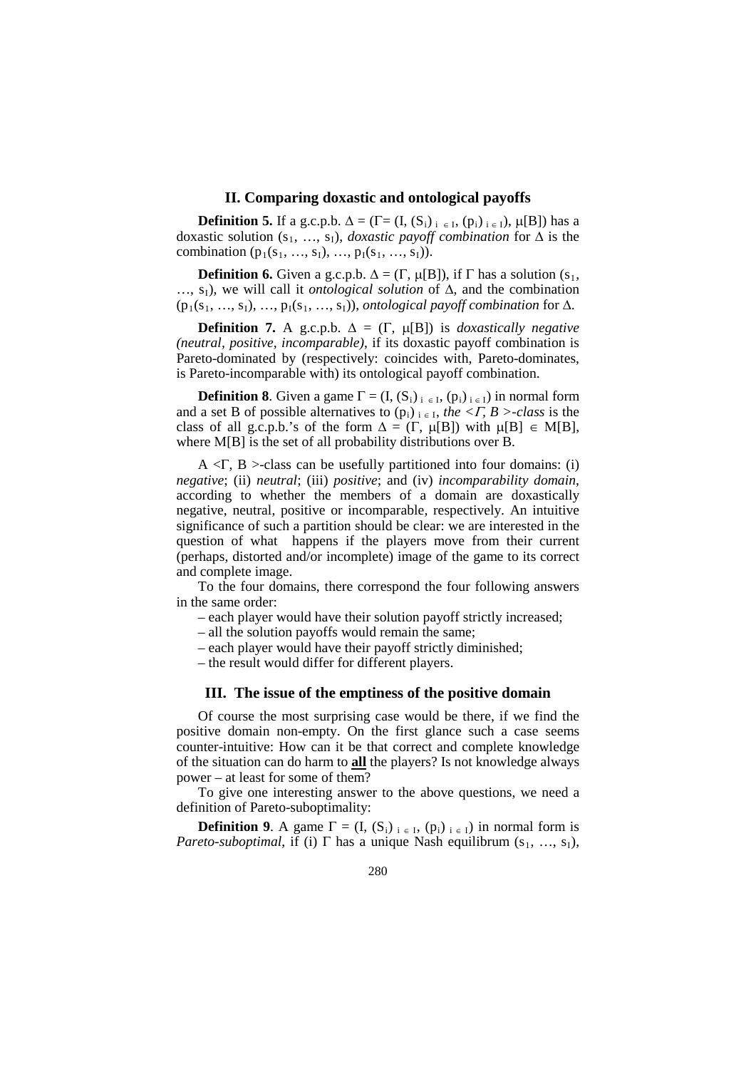## II. Comparing doxastic and ontological payoffs

**Definition 5.** If a g.c.p.b. $\Delta = (\Gamma = (I, (S_i)_{i \in I}, (p_i)_{i \in I}), \mu[B])$ has a doxastic solution $(s_1, \ldots, s_I)$, *doxastic payoff combination* for $\Delta$ is the combination $(p_1(s_1, \ldots, s_I), \ldots, p_I(s_1, \ldots, s_I))$.

**Definition 6.** Given a g.c.p.b. $\Delta = (\Gamma, \mu[B])$, if $\Gamma$ has a solution $(s_1, \ldots, s_I)$, we will call it *ontological solution* of $\Delta$, and the combination $(p_1(s_1, \ldots, s_I), \ldots, p_I(s_1, \ldots, s_I))$, *ontological payoff combination* for $\Delta$.

**Definition 7.** A g.c.p.b. $\Delta = (\Gamma, \mu[B])$ is *doxastically negative (neutral, positive, incomparable)*, if its doxastic payoff combination is Pareto-dominated by (respectively: coincides with, Pareto-dominates, is Pareto-incomparable with) its ontological payoff combination.

**Definition 8**. Given a game $\Gamma = (I, (S_i)_{i \in I}, (p_i)_{i \in I})$ in normal form and a set B of possible alternatives to $(p_i)_{i \in I}$, *the* $<\Gamma, B>$*-class* is the class of all g.c.p.b.'s of the form $\Delta = (\Gamma, \mu[B])$ with $\mu[B] \in M[B]$, where M[B] is the set of all probability distributions over B.

A $<\Gamma, B>$-class can be usefully partitioned into four domains: (i) *negative*; (ii) *neutral*; (iii) *positive*; and (iv) *incomparability domain*, according to whether the members of a domain are doxastically negative, neutral, positive or incomparable, respectively. An intuitive significance of such a partition should be clear: we are interested in the question of what happens if the players move from their current (perhaps, distorted and/or incomplete) image of the game to its correct and complete image.

To the four domains, there correspond the four following answers in the same order:

– each player would have their solution payoff strictly increased;
– all the solution payoffs would remain the same;
– each player would have their payoff strictly diminished;
– the result would differ for different players.

## III. The issue of the emptiness of the positive domain

Of course the most surprising case would be there, if we find the positive domain non-empty. On the first glance such a case seems counter-intuitive: How can it be that correct and complete knowledge of the situation can do harm to **all** the players? Is not knowledge always power – at least for some of them?

To give one interesting answer to the above questions, we need a definition of Pareto-suboptimality:

**Definition 9**. A game $\Gamma = (I, (S_i)_{i \in I}, (p_i)_{i \in I})$ in normal form is *Pareto-suboptimal*, if (i) $\Gamma$ has a unique Nash equilibrum $(s_1, \ldots, s_I)$,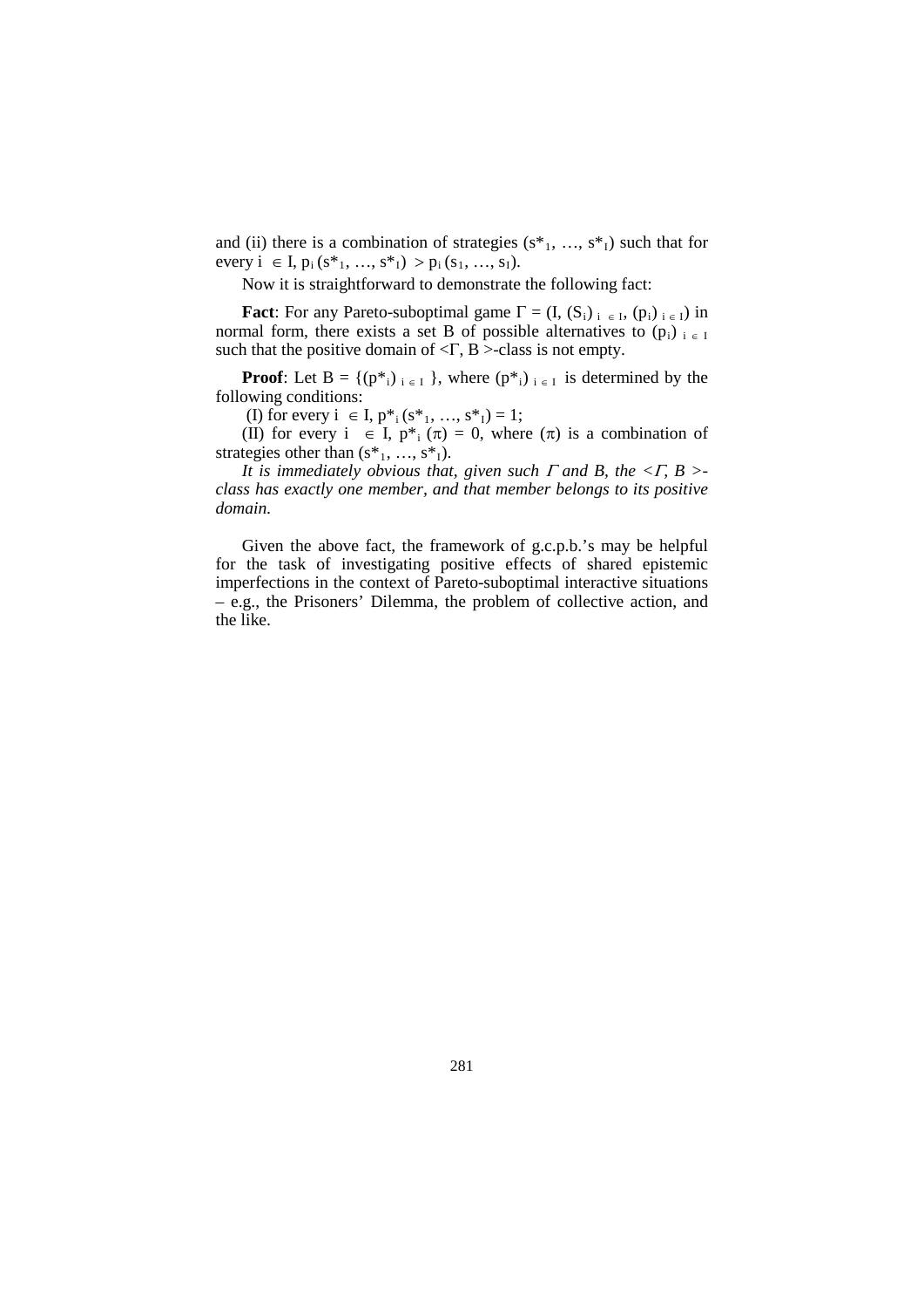and (ii) there is a combination of strategies $(s^*_1, \ldots, s^*_I)$ such that for every $i \in I$, $p_i(s^*_1, \ldots, s^*_I) > p_i(s_1, \ldots, s_I)$.

Now it is straightforward to demonstrate the following fact:

**Fact**: For any Pareto-suboptimal game $\Gamma = (I, (S_i)_{i \in I}, (p_i)_{i \in I})$ in normal form, there exists a set B of possible alternatives to $(p_i)_{i \in I}$ such that the positive domain of $<\Gamma, B>$-class is not empty.

**Proof**: Let $B = \{(p^*_i)_{i \in I}\}$, where $(p^*_i)_{i \in I}$ is determined by the following conditions:

(I) for every $i \in I$, $p^*_i(s^*_1, \ldots, s^*_I) = 1$;

(II) for every $i \in I$, $p^*_i(\pi) = 0$, where $(\pi)$ is a combination of strategies other than $(s^*_1, \ldots, s^*_I)$.

*It is immediately obvious that, given such $\Gamma$ and B, the $<\Gamma, B>$-class has exactly one member, and that member belongs to its positive domain.*

Given the above fact, the framework of g.c.p.b.'s may be helpful for the task of investigating positive effects of shared epistemic imperfections in the context of Pareto-suboptimal interactive situations – e.g., the Prisoners' Dilemma, the problem of collective action, and the like.